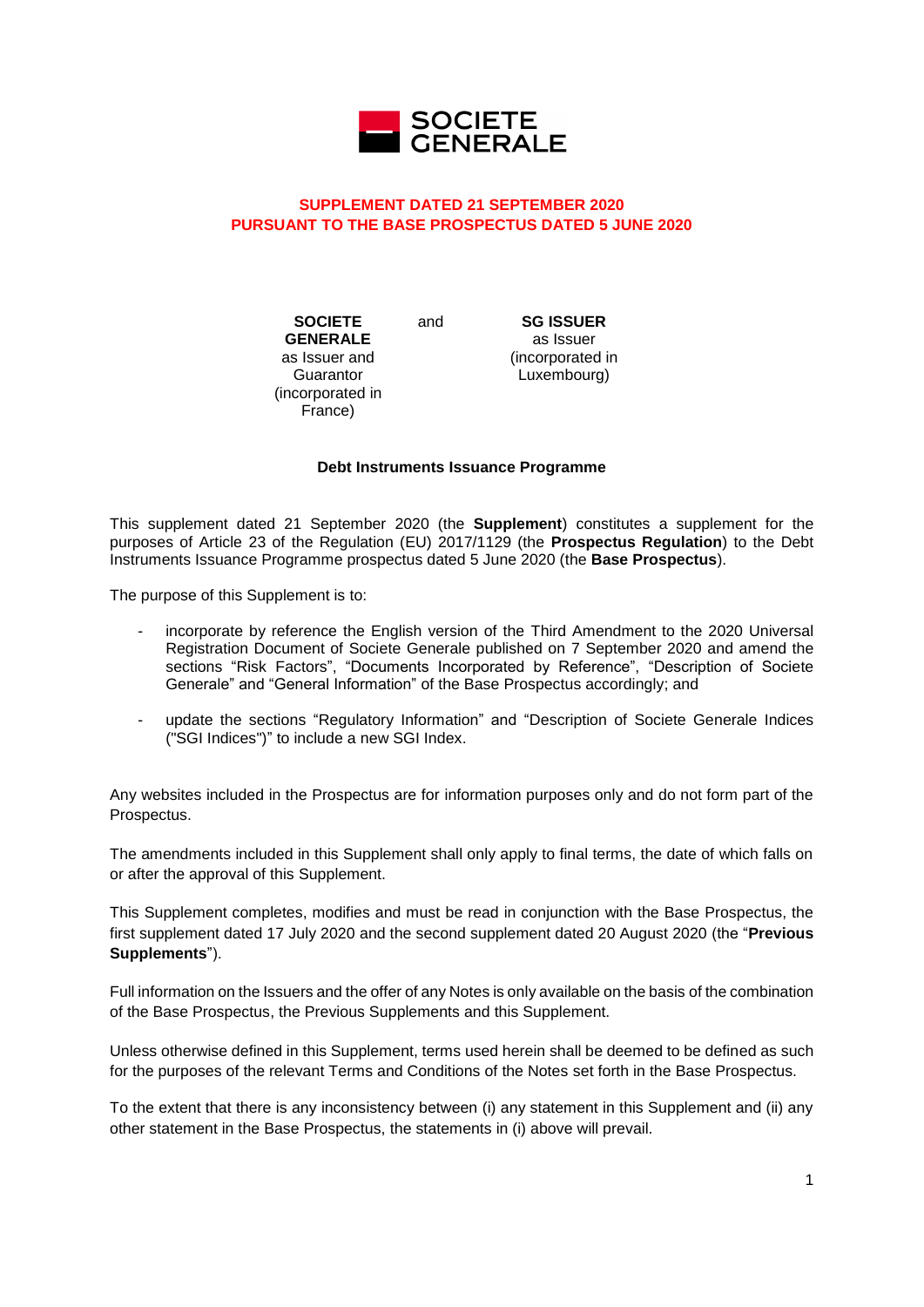SOCIETE GENERALE

**SUPPLEMENT DATED 21 SEPTEMBER 2020**
**PURSUANT TO THE BASE PROSPECTUS DATED 5 JUNE 2020**

**SOCIETE GENERALE**
as Issuer and Guarantor
(incorporated in France)

and

**SG ISSUER**
as Issuer
(incorporated in Luxembourg)

**Debt Instruments Issuance Programme**

This supplement dated 21 September 2020 (the **Supplement**) constitutes a supplement for the purposes of Article 23 of the Regulation (EU) 2017/1129 (the **Prospectus Regulation**) to the Debt Instruments Issuance Programme prospectus dated 5 June 2020 (the **Base Prospectus**).

The purpose of this Supplement is to:

- incorporate by reference the English version of the Third Amendment to the 2020 Universal Registration Document of Societe Generale published on 7 September 2020 and amend the sections "Risk Factors", "Documents Incorporated by Reference", "Description of Societe Generale" and "General Information" of the Base Prospectus accordingly; and

- update the sections "Regulatory Information" and "Description of Societe Generale Indices ("SGI Indices")" to include a new SGI Index.

Any websites included in the Prospectus are for information purposes only and do not form part of the Prospectus.

The amendments included in this Supplement shall only apply to final terms, the date of which falls on or after the approval of this Supplement.

This Supplement completes, modifies and must be read in conjunction with the Base Prospectus, the first supplement dated 17 July 2020 and the second supplement dated 20 August 2020 (the "**Previous Supplements**").

Full information on the Issuers and the offer of any Notes is only available on the basis of the combination of the Base Prospectus, the Previous Supplements and this Supplement.

Unless otherwise defined in this Supplement, terms used herein shall be deemed to be defined as such for the purposes of the relevant Terms and Conditions of the Notes set forth in the Base Prospectus.

To the extent that there is any inconsistency between (i) any statement in this Supplement and (ii) any other statement in the Base Prospectus, the statements in (i) above will prevail.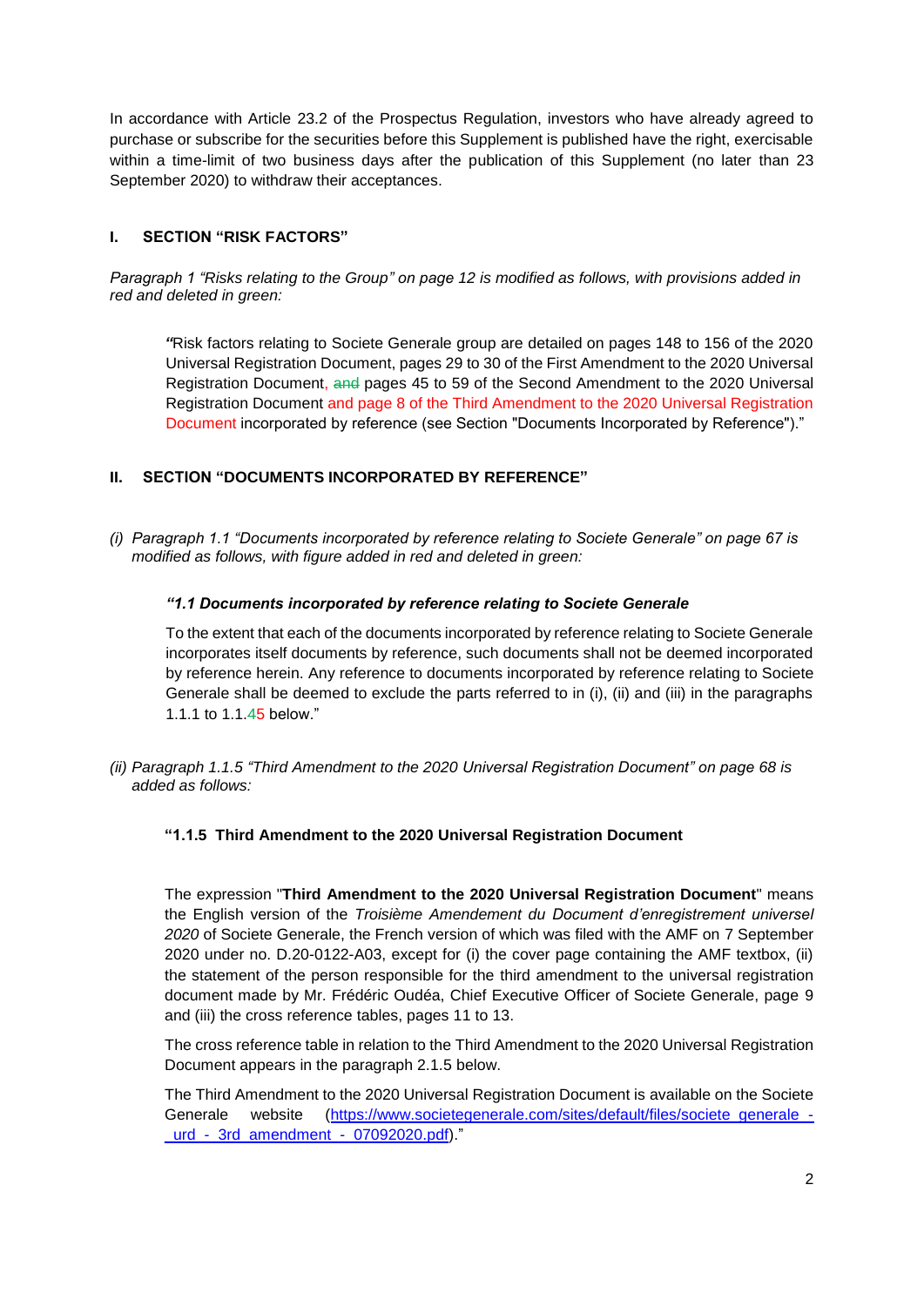In accordance with Article 23.2 of the Prospectus Regulation, investors who have already agreed to purchase or subscribe for the securities before this Supplement is published have the right, exercisable within a time-limit of two business days after the publication of this Supplement (no later than 23 September 2020) to withdraw their acceptances.

## I. SECTION "RISK FACTORS"

*Paragraph 1 "Risks relating to the Group" on page 12 is modified as follows, with provisions added in red and deleted in green:*

> *"*Risk factors relating to Societe Generale group are detailed on pages 148 to 156 of the 2020 Universal Registration Document, pages 29 to 30 of the First Amendment to the 2020 Universal Registration Document, ~~and~~ pages 45 to 59 of the Second Amendment to the 2020 Universal Registration Document and page 8 of the Third Amendment to the 2020 Universal Registration Document incorporated by reference (see Section "Documents Incorporated by Reference")."

## II. SECTION "DOCUMENTS INCORPORATED BY REFERENCE"

*(i) Paragraph 1.1 "Documents incorporated by reference relating to Societe Generale" on page 67 is modified as follows, with figure added in red and deleted in green:*

> ***"1.1 Documents incorporated by reference relating to Societe Generale***
>
> To the extent that each of the documents incorporated by reference relating to Societe Generale incorporates itself documents by reference, such documents shall not be deemed incorporated by reference herein. Any reference to documents incorporated by reference relating to Societe Generale shall be deemed to exclude the parts referred to in (i), (ii) and (iii) in the paragraphs 1.1.1 to 1.1.~~4~~5 below."

*(ii) Paragraph 1.1.5 "Third Amendment to the 2020 Universal Registration Document" on page 68 is added as follows:*

> **"1.1.5 Third Amendment to the 2020 Universal Registration Document**
>
> The expression "**Third Amendment to the 2020 Universal Registration Document**" means the English version of the *Troisième Amendement du Document d'enregistrement universel 2020* of Societe Generale, the French version of which was filed with the AMF on 7 September 2020 under no. D.20-0122-A03, except for (i) the cover page containing the AMF textbox, (ii) the statement of the person responsible for the third amendment to the universal registration document made by Mr. Frédéric Oudéa, Chief Executive Officer of Societe Generale, page 9 and (iii) the cross reference tables, pages 11 to 13.
>
> The cross reference table in relation to the Third Amendment to the 2020 Universal Registration Document appears in the paragraph 2.1.5 below.
>
> The Third Amendment to the 2020 Universal Registration Document is available on the Societe Generale website (https://www.societegenerale.com/sites/default/files/societe_generale_-_urd_-_3rd_amendment_-_07092020.pdf)."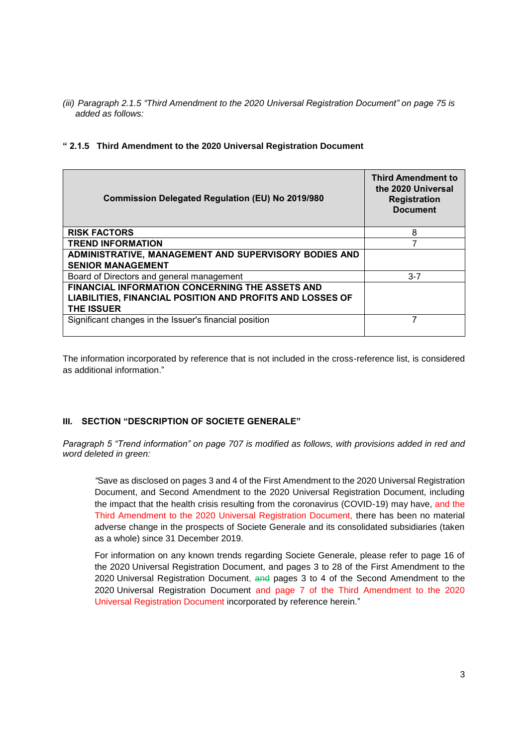*(iii) Paragraph 2.1.5 “Third Amendment to the 2020 Universal Registration Document” on page 75 is added as follows:*

**“ 2.1.5 Third Amendment to the 2020 Universal Registration Document**

| Commission Delegated Regulation (EU) No 2019/980 | Third Amendment to the 2020 Universal Registration Document |
|---|---|
| **RISK FACTORS** | 8 |
| **TREND INFORMATION** | 7 |
| **ADMINISTRATIVE, MANAGEMENT AND SUPERVISORY BODIES AND SENIOR MANAGEMENT** | |
| Board of Directors and general management | 3-7 |
| **FINANCIAL INFORMATION CONCERNING THE ASSETS AND LIABILITIES, FINANCIAL POSITION AND PROFITS AND LOSSES OF THE ISSUER** | |
| Significant changes in the Issuer's financial position | 7 |

The information incorporated by reference that is not included in the cross-reference list, is considered as additional information.”

**III. SECTION “DESCRIPTION OF SOCIETE GENERALE”**

*Paragraph 5 “Trend information” on page 707 is modified as follows, with provisions added in red and word deleted in green:*

> *“*Save as disclosed on pages 3 and 4 of the First Amendment to the 2020 Universal Registration Document, and Second Amendment to the 2020 Universal Registration Document, including the impact that the health crisis resulting from the coronavirus (COVID-19) may have, and the Third Amendment to the 2020 Universal Registration Document, there has been no material adverse change in the prospects of Societe Generale and its consolidated subsidiaries (taken as a whole) since 31 December 2019.
>
> For information on any known trends regarding Societe Generale, please refer to page 16 of the 2020 Universal Registration Document, and pages 3 to 28 of the First Amendment to the 2020 Universal Registration Document, ~~and~~ pages 3 to 4 of the Second Amendment to the 2020 Universal Registration Document and page 7 of the Third Amendment to the 2020 Universal Registration Document incorporated by reference herein.”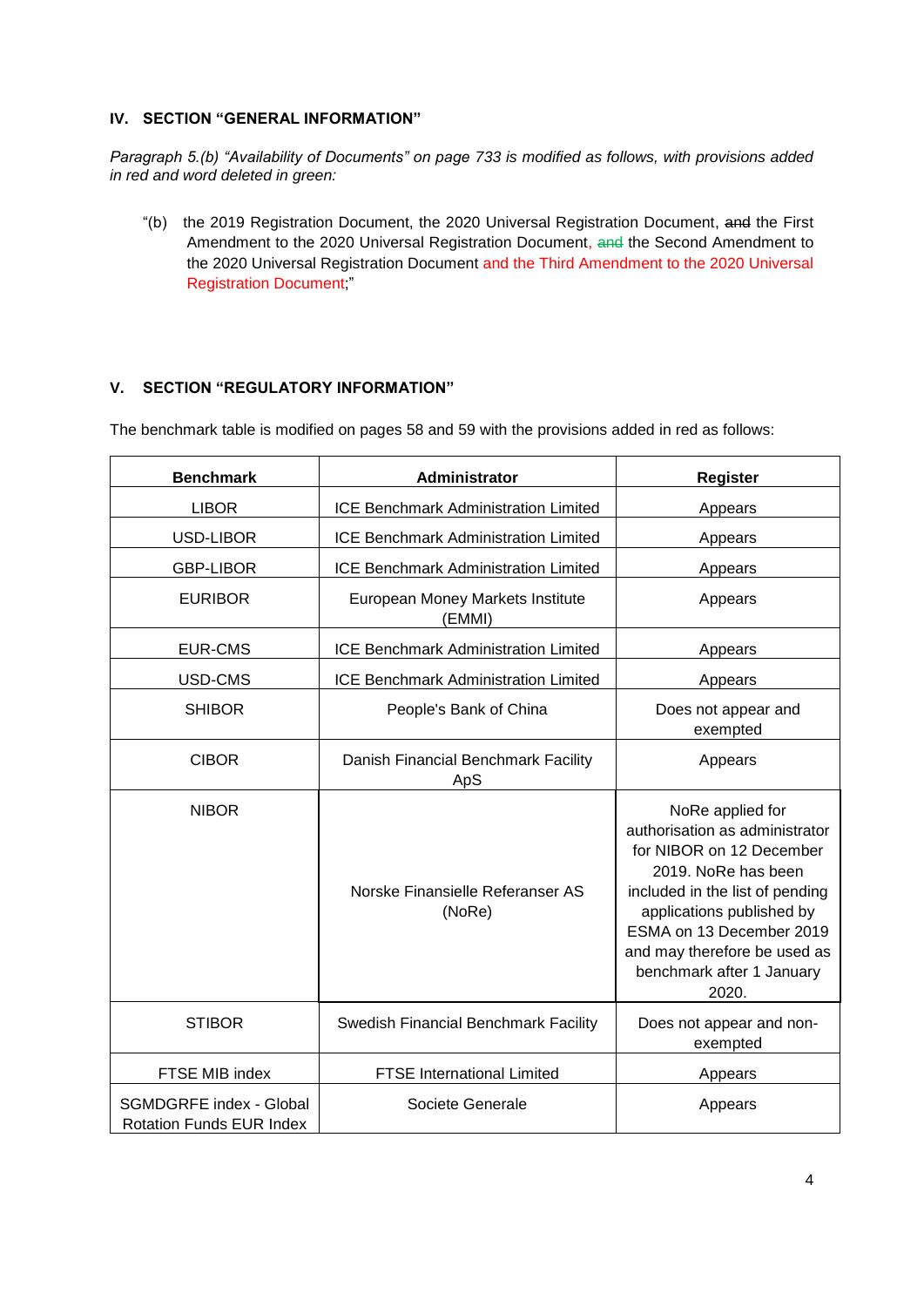## IV. SECTION "GENERAL INFORMATION"

*Paragraph 5.(b) "Availability of Documents" on page 733 is modified as follows, with provisions added in red and word deleted in green:*

"(b) the 2019 Registration Document, the 2020 Universal Registration Document, ~~and~~ the First Amendment to the 2020 Universal Registration Document, ~~and~~ the Second Amendment to the 2020 Universal Registration Document and the Third Amendment to the 2020 Universal Registration Document;"

## V. SECTION "REGULATORY INFORMATION"

The benchmark table is modified on pages 58 and 59 with the provisions added in red as follows:

| Benchmark | Administrator | Register |
|---|---|---|
| LIBOR | ICE Benchmark Administration Limited | Appears |
| USD-LIBOR | ICE Benchmark Administration Limited | Appears |
| GBP-LIBOR | ICE Benchmark Administration Limited | Appears |
| EURIBOR | European Money Markets Institute (EMMI) | Appears |
| EUR-CMS | ICE Benchmark Administration Limited | Appears |
| USD-CMS | ICE Benchmark Administration Limited | Appears |
| SHIBOR | People's Bank of China | Does not appear and exempted |
| CIBOR | Danish Financial Benchmark Facility ApS | Appears |
| NIBOR | Norske Finansielle Referanser AS (NoRe) | NoRe applied for authorisation as administrator for NIBOR on 12 December 2019. NoRe has been included in the list of pending applications published by ESMA on 13 December 2019 and may therefore be used as benchmark after 1 January 2020. |
| STIBOR | Swedish Financial Benchmark Facility | Does not appear and non-exempted |
| FTSE MIB index | FTSE International Limited | Appears |
| SGMDGRFE index - Global Rotation Funds EUR Index | Societe Generale | Appears |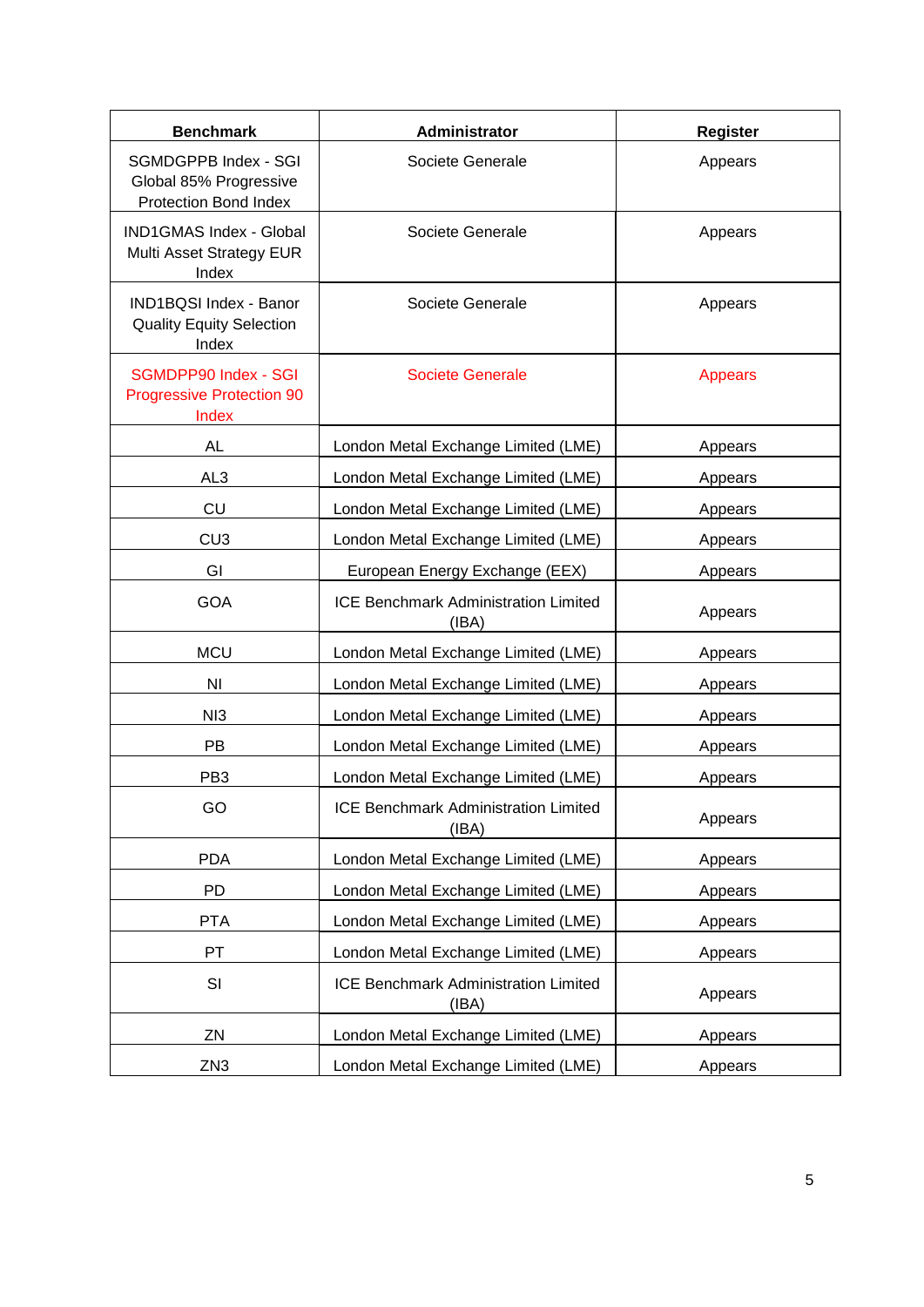| Benchmark | Administrator | Register |
| --- | --- | --- |
| SGMDGPPB Index - SGI Global 85% Progressive Protection Bond Index | Societe Generale | Appears |
| IND1GMAS Index - Global Multi Asset Strategy EUR Index | Societe Generale | Appears |
| IND1BQSI Index - Banor Quality Equity Selection Index | Societe Generale | Appears |
| SGMDPP90 Index - SGI Progressive Protection 90 Index | Societe Generale | Appears |
| AL | London Metal Exchange Limited (LME) | Appears |
| AL3 | London Metal Exchange Limited (LME) | Appears |
| CU | London Metal Exchange Limited (LME) | Appears |
| CU3 | London Metal Exchange Limited (LME) | Appears |
| GI | European Energy Exchange (EEX) | Appears |
| GOA | ICE Benchmark Administration Limited (IBA) | Appears |
| MCU | London Metal Exchange Limited (LME) | Appears |
| NI | London Metal Exchange Limited (LME) | Appears |
| NI3 | London Metal Exchange Limited (LME) | Appears |
| PB | London Metal Exchange Limited (LME) | Appears |
| PB3 | London Metal Exchange Limited (LME) | Appears |
| GO | ICE Benchmark Administration Limited (IBA) | Appears |
| PDA | London Metal Exchange Limited (LME) | Appears |
| PD | London Metal Exchange Limited (LME) | Appears |
| PTA | London Metal Exchange Limited (LME) | Appears |
| PT | London Metal Exchange Limited (LME) | Appears |
| SI | ICE Benchmark Administration Limited (IBA) | Appears |
| ZN | London Metal Exchange Limited (LME) | Appears |
| ZN3 | London Metal Exchange Limited (LME) | Appears |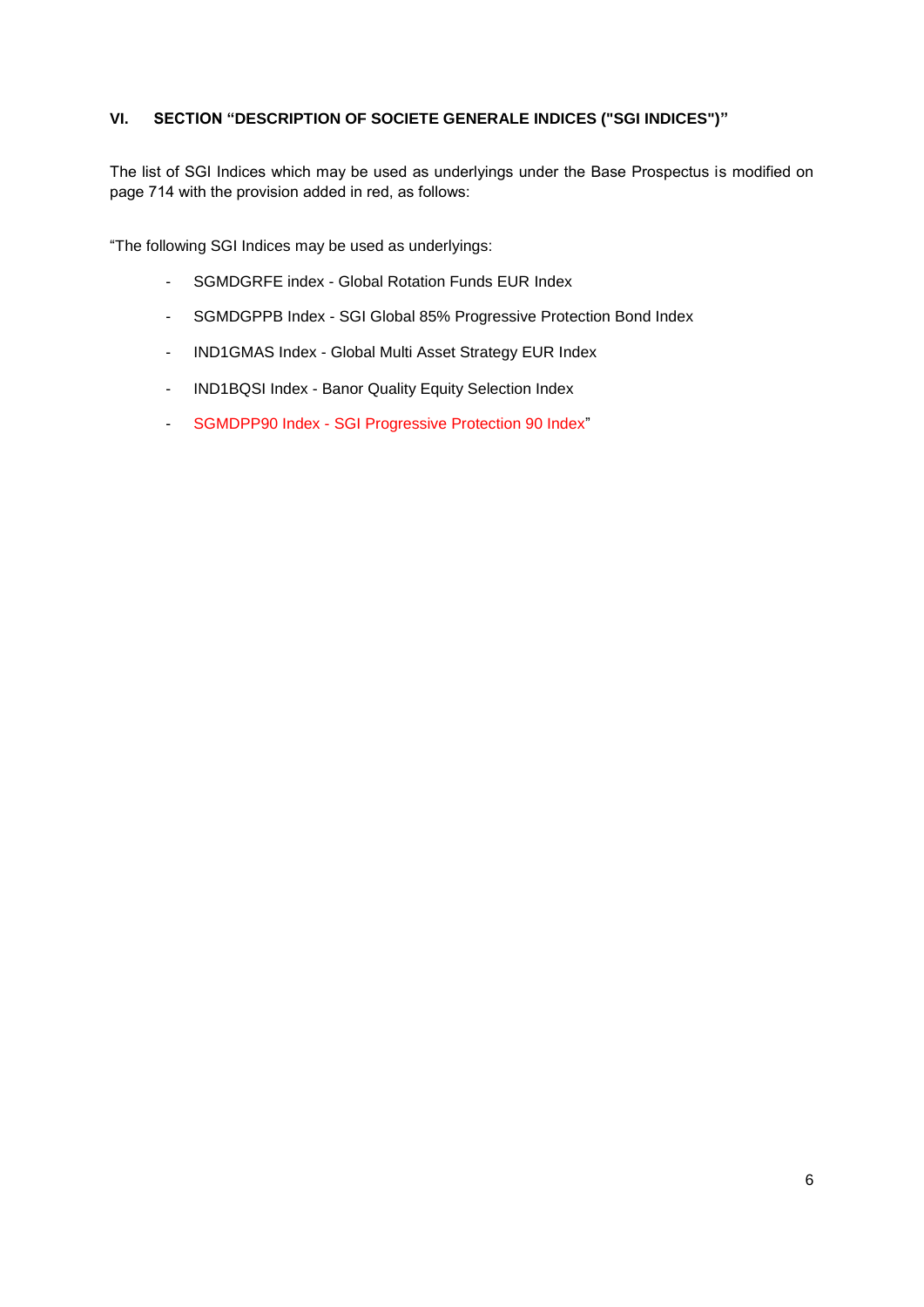## VI. SECTION "DESCRIPTION OF SOCIETE GENERALE INDICES ("SGI INDICES")"

The list of SGI Indices which may be used as underlyings under the Base Prospectus is modified on page 714 with the provision added in red, as follows:

"The following SGI Indices may be used as underlyings:

- SGMDGRFE index - Global Rotation Funds EUR Index
- SGMDGPPB Index - SGI Global 85% Progressive Protection Bond Index
- IND1GMAS Index - Global Multi Asset Strategy EUR Index
- IND1BQSI Index - Banor Quality Equity Selection Index
- SGMDPP90 Index - SGI Progressive Protection 90 Index"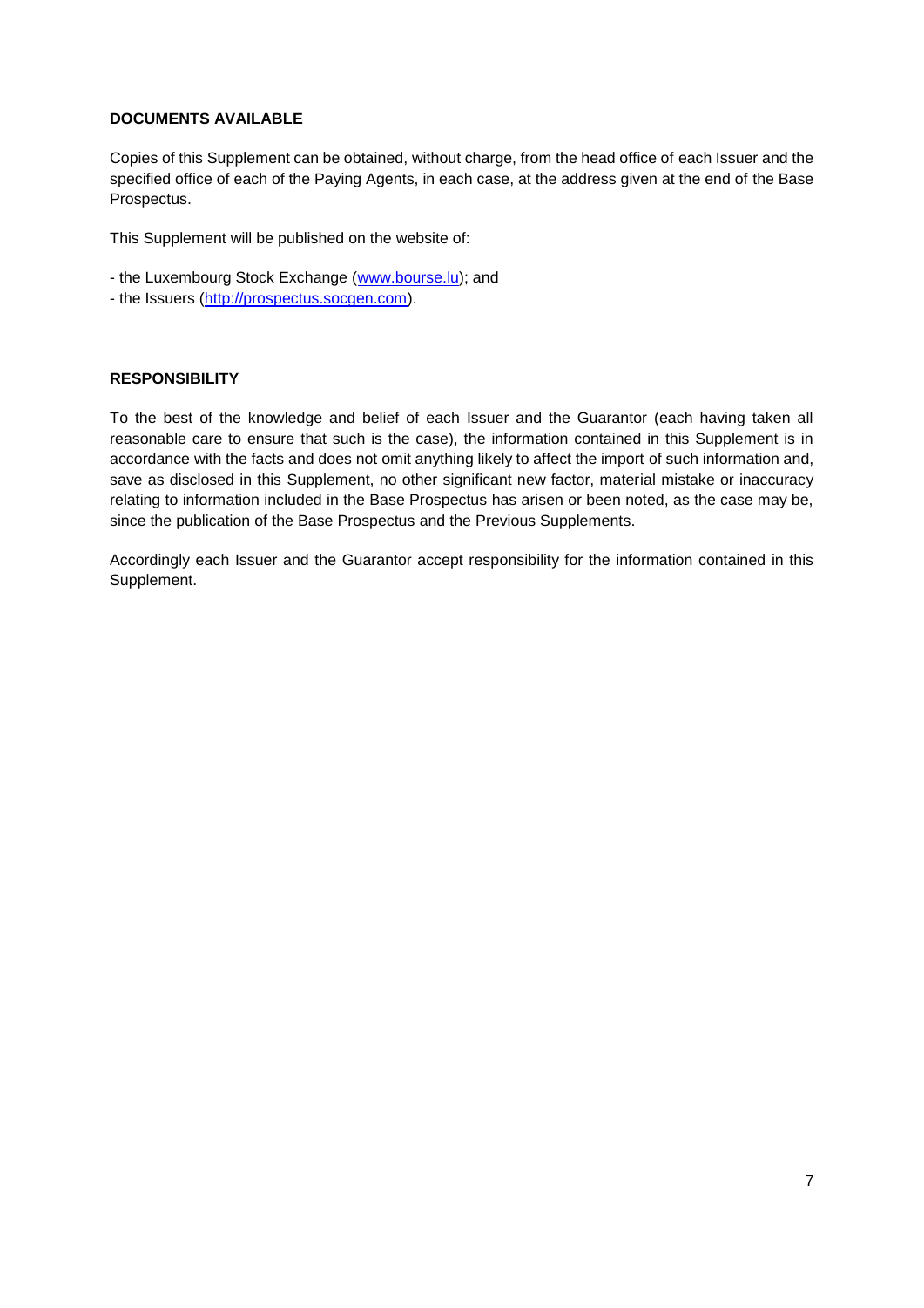**DOCUMENTS AVAILABLE**

Copies of this Supplement can be obtained, without charge, from the head office of each Issuer and the specified office of each of the Paying Agents, in each case, at the address given at the end of the Base Prospectus.

This Supplement will be published on the website of:

- the Luxembourg Stock Exchange (www.bourse.lu); and
- the Issuers (http://prospectus.socgen.com).

**RESPONSIBILITY**

To the best of the knowledge and belief of each Issuer and the Guarantor (each having taken all reasonable care to ensure that such is the case), the information contained in this Supplement is in accordance with the facts and does not omit anything likely to affect the import of such information and, save as disclosed in this Supplement, no other significant new factor, material mistake or inaccuracy relating to information included in the Base Prospectus has arisen or been noted, as the case may be, since the publication of the Base Prospectus and the Previous Supplements.

Accordingly each Issuer and the Guarantor accept responsibility for the information contained in this Supplement.